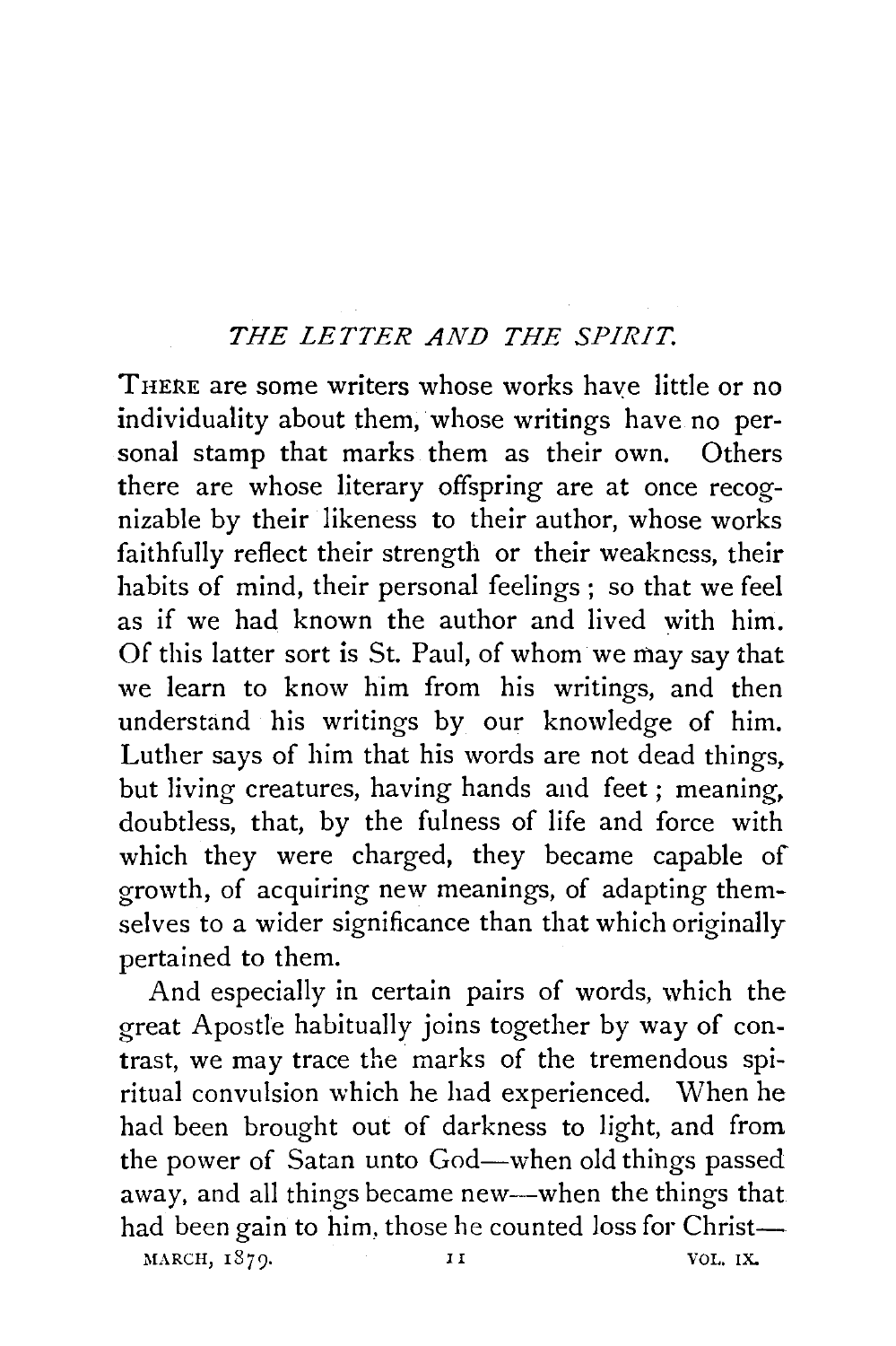## *THE LETTER AND THE SPIRIT.*

THERE are some writers whose works have little or no individuality about them, whose writings have no personal stamp that marks them as their own. Others there are whose literary offspring are at once recognizable by their likeness to their author, whose works faithfully reflect their strength or their weakness, their habits of mind, their personal feelings; so that we feel as if we had known the author and lived with him. Of this latter sort is St. Paul, of whom we may say that we learn to know him from his writings, and then understand his writings by our knowledge of him. Luther says of him that his words are not dead things, but living creatures, having hands and feet; meaning, doubtless, that, by the fulness of life and force with which they were charged, they became capable of growth, of acquiring new meanings, of adapting themselves to a wider significance than that which originally pertained to them.

And especially in certain pairs of words, which the great Apostle habitually joins together by way of contrast, we may trace the marks of the tremendous spiritual convulsion which he had experienced. When he had been brought out of darkness to light, and from the power of Satan unto God—when old things passed away, and all things became new—when the things that had been gain to him, those he counted loss for Christ—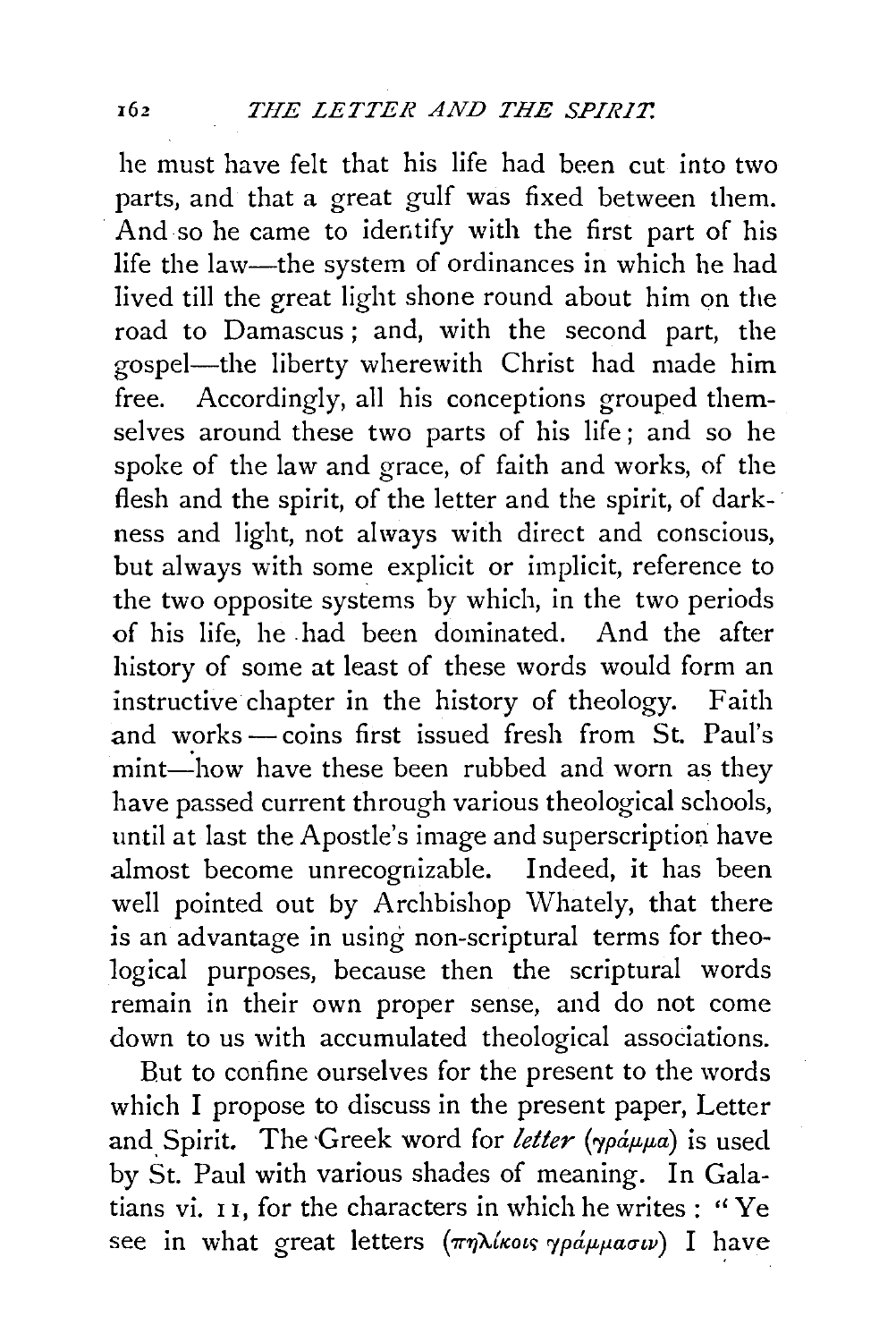he must have felt that his life had been cut into two parts, and that a great gulf was fixed between them. And so he came to identify with the first part of his life the law—the system of ordinances in which he had lived till the great light shone round about him on the road to Damascus; and, with the second part, the gospel—the liberty wherewith Christ had made him free. Accordingly, all his conceptions grouped themselves around these two parts of his life; and so he spoke of the law and grace, of faith and works, of the flesh and the spirit, of the letter and the spirit, of darkness and light, not always with direct and conscious, but always with some explicit or implicit, reference to the two opposite systems by which, in the two periods of his life, he had been dominated. And the after history of some at least of these words would form an instructive chapter in the history of theology. Faith and works — coins first issued fresh from St. Paul's mint—how have these been rubbed and worn as they have passed current through various theological schools, until at last the Apostle's image and superscription have almost become unrecognizable. Indeed, it has been well pointed out by Archbishop Whately, that there is an advantage in using non-scriptural terms for theological purposes, because then the scriptural words remain in their own proper sense, and do not come down to us with accumulated theological associations.

But to confine ourselves for the present to the words which I propose to discuss in the present paper, Letter and Spirit. The Greek word for *letter* (γράμμα) is used by St. Paul with various shades of meaning. In Galatians vi. 11, for the characters in which he writes: "Ye see in what great letters (πηλίκοις γράμμασιν) I have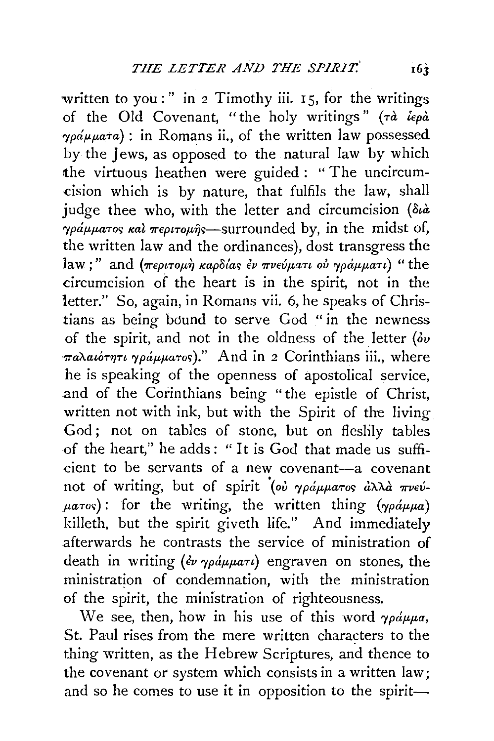written to you:" in 2 Timothy iii. 15, for the writings of the Old Covenant, "the holy writings" (τὰ ἱερὰ γράμματα): in Romans ii., of the written law possessed by the Jews, as opposed to the natural law by which the virtuous heathen were guided: "The uncircumcision which is by nature, that fulfils the law, shall judge thee who, with the letter and circumcision (διὰ γράμματος καὶ περιτομῆς—surrounded by, in the midst of, the written law and the ordinances), dost transgress the law;" and (περιτομὴ καρδίας ἐν πνεύματι οὐ γράμματι) "the circumcision of the heart is in the spirit, not in the letter." So, again, in Romans vii. 6, he speaks of Christians as being bound to serve God "in the newness of the spirit, and not in the oldness of the letter (ἐν παλαιότητι γράμματος)." And in 2 Corinthians iii., where he is speaking of the openness of apostolical service, and of the Corinthians being "the epistle of Christ, written not with ink, but with the Spirit of the living God; not on tables of stone, but on fleshly tables of the heart," he adds: "It is God that made us sufficient to be servants of a new covenant—a covenant not of writing, but of spirit (οὐ γράμματος ἀλλὰ πνεύματος): for the writing, the written thing (γράμμα) killeth, but the spirit giveth life." And immediately afterwards he contrasts the service of ministration of death in writing (ἐν γράμματι) engraven on stones, the ministration of condemnation, with the ministration of the spirit, the ministration of righteousness.

We see, then, how in his use of this word γράμμα, St. Paul rises from the mere written characters to the thing written, as the Hebrew Scriptures, and thence to the covenant or system which consists in a written law; and so he comes to use it in opposition to the spirit—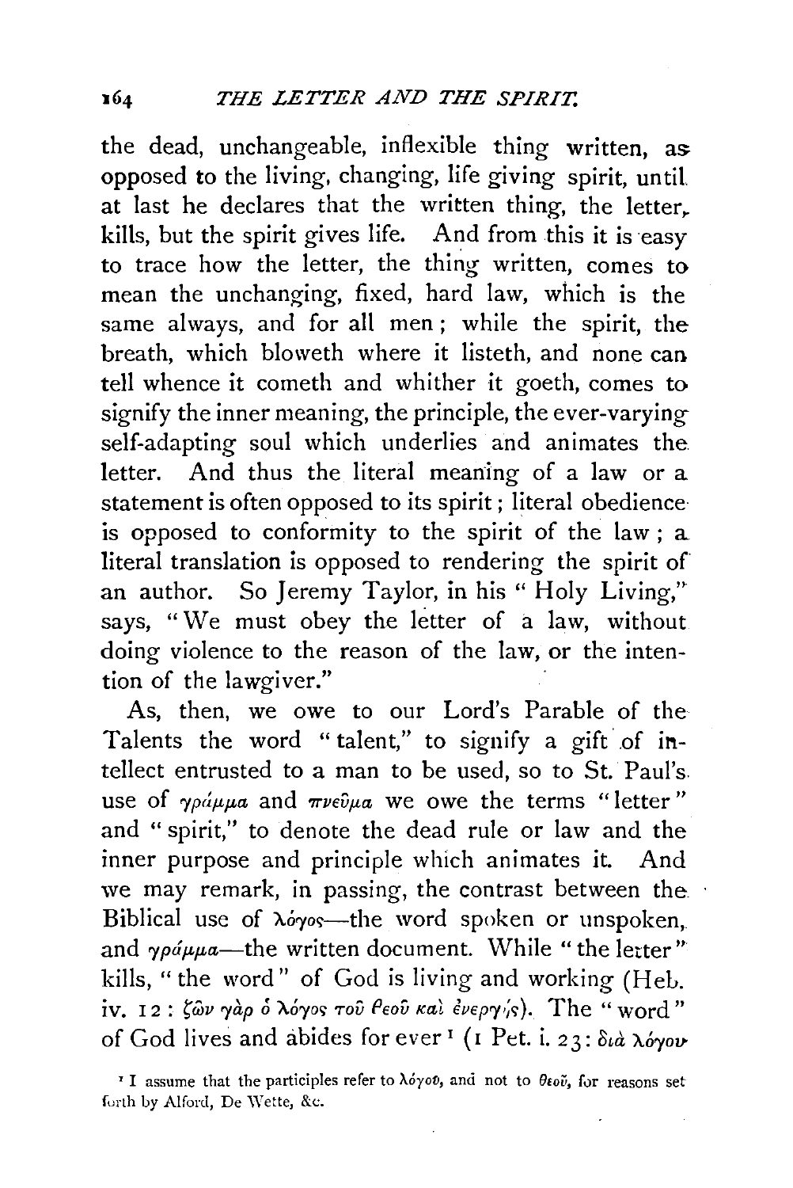the dead, unchangeable, inflexible thing written, as opposed to the living, changing, life giving spirit, until at last he declares that the written thing, the letter, kills, but the spirit gives life. And from this it is easy to trace how the letter, the thing written, comes to mean the unchanging, fixed, hard law, which is the same always, and for all men; while the spirit, the breath, which bloweth where it listeth, and none can tell whence it cometh and whither it goeth, comes to signify the inner meaning, the principle, the ever-varying self-adapting soul which underlies and animates the letter. And thus the literal meaning of a law or a statement is often opposed to its spirit; literal obedience is opposed to conformity to the spirit of the law; a literal translation is opposed to rendering the spirit of an author. So Jeremy Taylor, in his "Holy Living," says, "We must obey the letter of a law, without doing violence to the reason of the law, or the intention of the lawgiver."

As, then, we owe to our Lord's Parable of the Talents the word "talent," to signify a gift of intellect entrusted to a man to be used, so to St. Paul's use of *γράμμα* and *πνεῦμα* we owe the terms "letter" and "spirit," to denote the dead rule or law and the inner purpose and principle which animates it. And we may remark, in passing, the contrast between the Biblical use of λόγος—the word spoken or unspoken, and *γράμμα*—the written document. While "the letter" kills, "the word" of God is living and working (Heb. iv. 12: ζῶν γὰρ ὁ λόγος τοῦ θεοῦ καὶ ἐνεργής). The "word" of God lives and abides for ever[1] (1 Pet. i. 23: διὰ λόγου

[1] I assume that the participles refer to λόγου, and not to θεοῦ, for reasons set forth by Alford, De Wette, &c.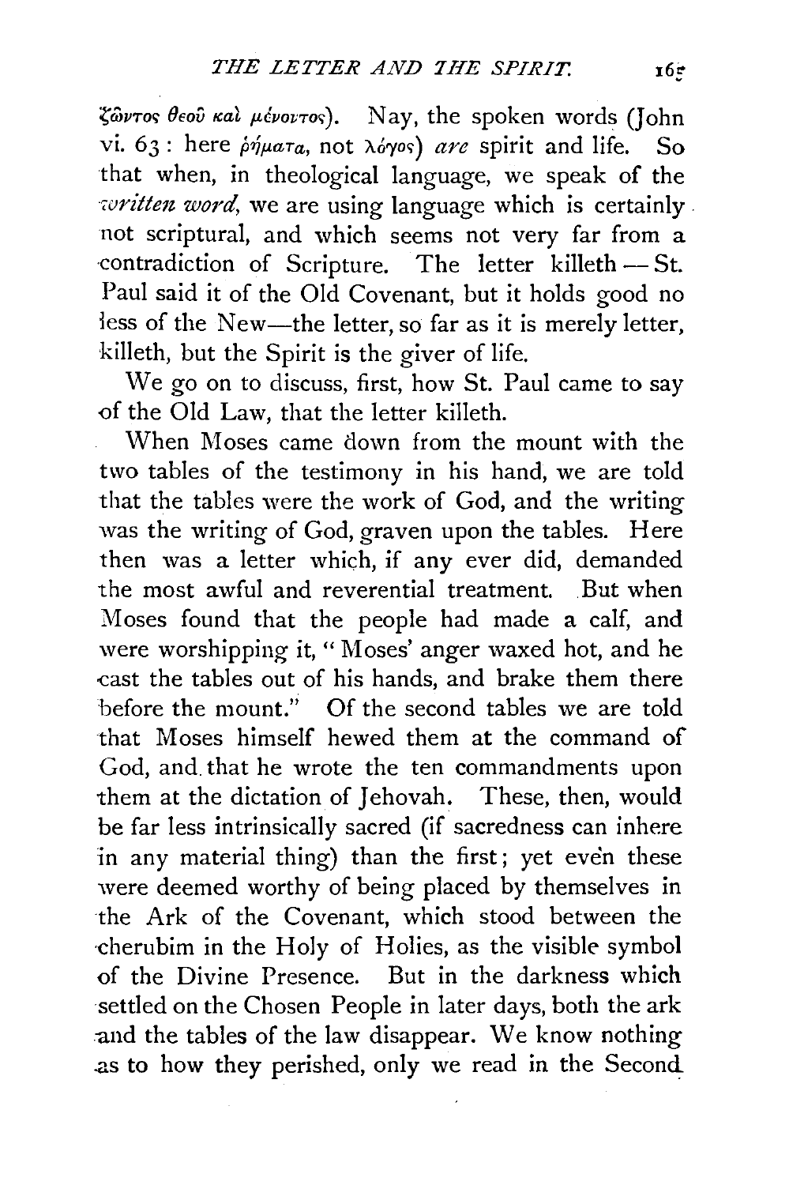ζῶντος θεοῦ καὶ μένοντος). Nay, the spoken words (John vi. 63: here ῥήματα, not λόγος) *are* spirit and life. So that when, in theological language, we speak of the *written word*, we are using language which is certainly not scriptural, and which seems not very far from a contradiction of Scripture. The letter killeth — St. Paul said it of the Old Covenant, but it holds good no less of the New—the letter, so far as it is merely letter, killeth, but the Spirit is the giver of life.

We go on to discuss, first, how St. Paul came to say of the Old Law, that the letter killeth.

When Moses came down from the mount with the two tables of the testimony in his hand, we are told that the tables were the work of God, and the writing was the writing of God, graven upon the tables. Here then was a letter which, if any ever did, demanded the most awful and reverential treatment. But when Moses found that the people had made a calf, and were worshipping it, "Moses' anger waxed hot, and he cast the tables out of his hands, and brake them there before the mount." Of the second tables we are told that Moses himself hewed them at the command of God, and that he wrote the ten commandments upon them at the dictation of Jehovah. These, then, would be far less intrinsically sacred (if sacredness can inhere in any material thing) than the first; yet even these were deemed worthy of being placed by themselves in the Ark of the Covenant, which stood between the cherubim in the Holy of Holies, as the visible symbol of the Divine Presence. But in the darkness which settled on the Chosen People in later days, both the ark and the tables of the law disappear. We know nothing as to how they perished, only we read in the Second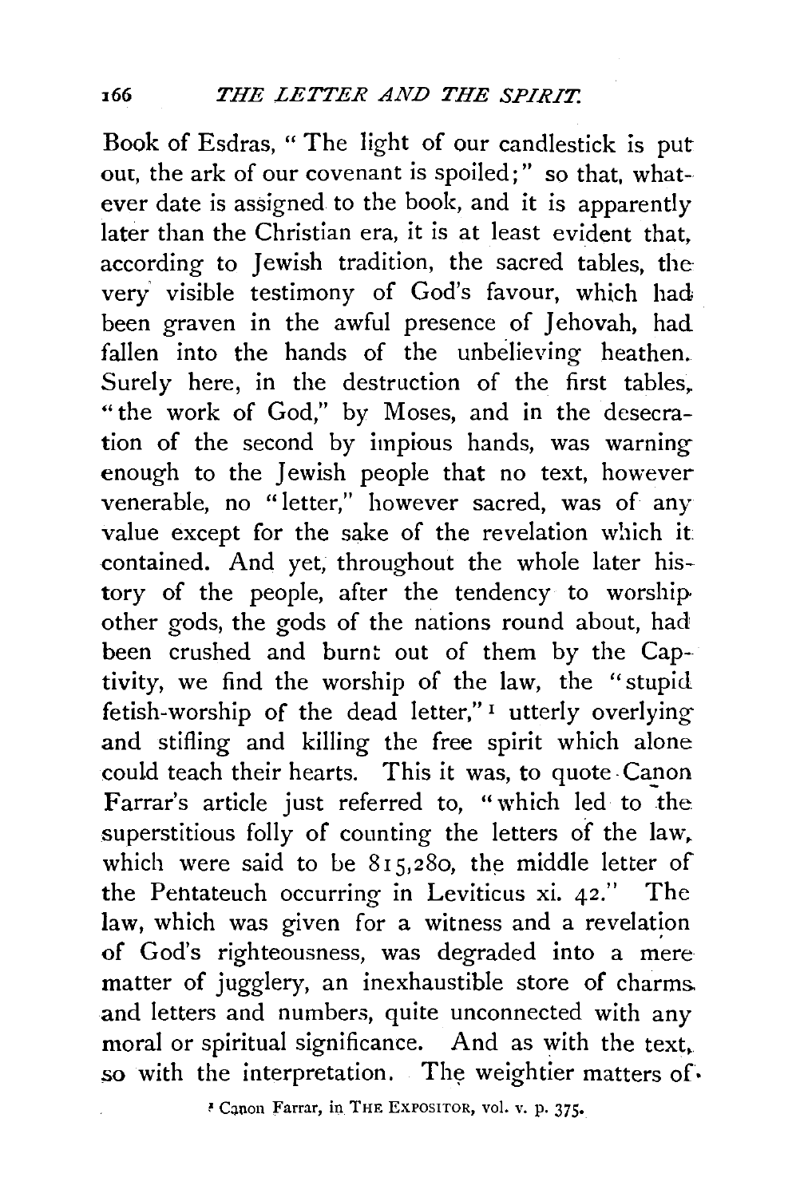Book of Esdras, "The light of our candlestick is put out, the ark of our covenant is spoiled;" so that, whatever date is assigned to the book, and it is apparently later than the Christian era, it is at least evident that, according to Jewish tradition, the sacred tables, the very visible testimony of God's favour, which had been graven in the awful presence of Jehovah, had fallen into the hands of the unbelieving heathen. Surely here, in the destruction of the first tables, "the work of God," by Moses, and in the desecration of the second by impious hands, was warning enough to the Jewish people that no text, however venerable, no "letter," however sacred, was of any value except for the sake of the revelation which it contained. And yet, throughout the whole later history of the people, after the tendency to worship other gods, the gods of the nations round about, had been crushed and burnt out of them by the Captivity, we find the worship of the law, the "stupid fetish-worship of the dead letter,"[1] utterly overlying and stifling and killing the free spirit which alone could teach their hearts. This it was, to quote Canon Farrar's article just referred to, "which led to the superstitious folly of counting the letters of the law, which were said to be 815,280, the middle letter of the Pentateuch occurring in Leviticus xi. 42." The law, which was given for a witness and a revelation of God's righteousness, was degraded into a mere matter of jugglery, an inexhaustible store of charms and letters and numbers, quite unconnected with any moral or spiritual significance. And as with the text, so with the interpretation. The weightier matters of

[1] Canon Farrar, in THE EXPOSITOR, vol. v. p. 375.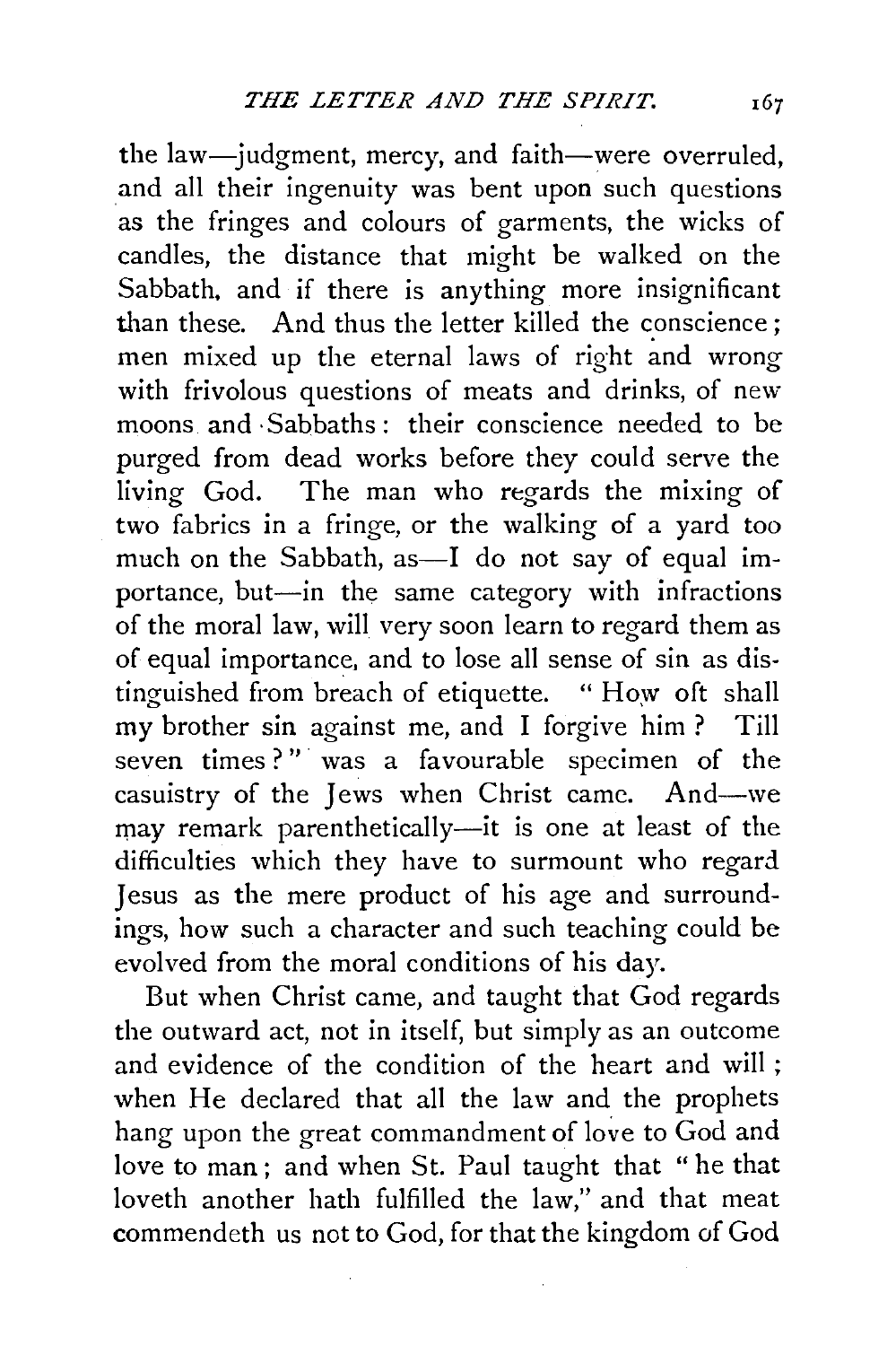the law—judgment, mercy, and faith—were overruled, and all their ingenuity was bent upon such questions as the fringes and colours of garments, the wicks of candles, the distance that might be walked on the Sabbath, and if there is anything more insignificant than these. And thus the letter killed the conscience; men mixed up the eternal laws of right and wrong with frivolous questions of meats and drinks, of new moons and Sabbaths: their conscience needed to be purged from dead works before they could serve the living God. The man who regards the mixing of two fabrics in a fringe, or the walking of a yard too much on the Sabbath, as—I do not say of equal importance, but—in the same category with infractions of the moral law, will very soon learn to regard them as of equal importance, and to lose all sense of sin as distinguished from breach of etiquette. "How oft shall my brother sin against me, and I forgive him? Till seven times?" was a favourable specimen of the casuistry of the Jews when Christ came. And—we may remark parenthetically—it is one at least of the difficulties which they have to surmount who regard Jesus as the mere product of his age and surroundings, how such a character and such teaching could be evolved from the moral conditions of his day.

But when Christ came, and taught that God regards the outward act, not in itself, but simply as an outcome and evidence of the condition of the heart and will; when He declared that all the law and the prophets hang upon the great commandment of love to God and love to man; and when St. Paul taught that "he that loveth another hath fulfilled the law," and that meat commendeth us not to God, for that the kingdom of God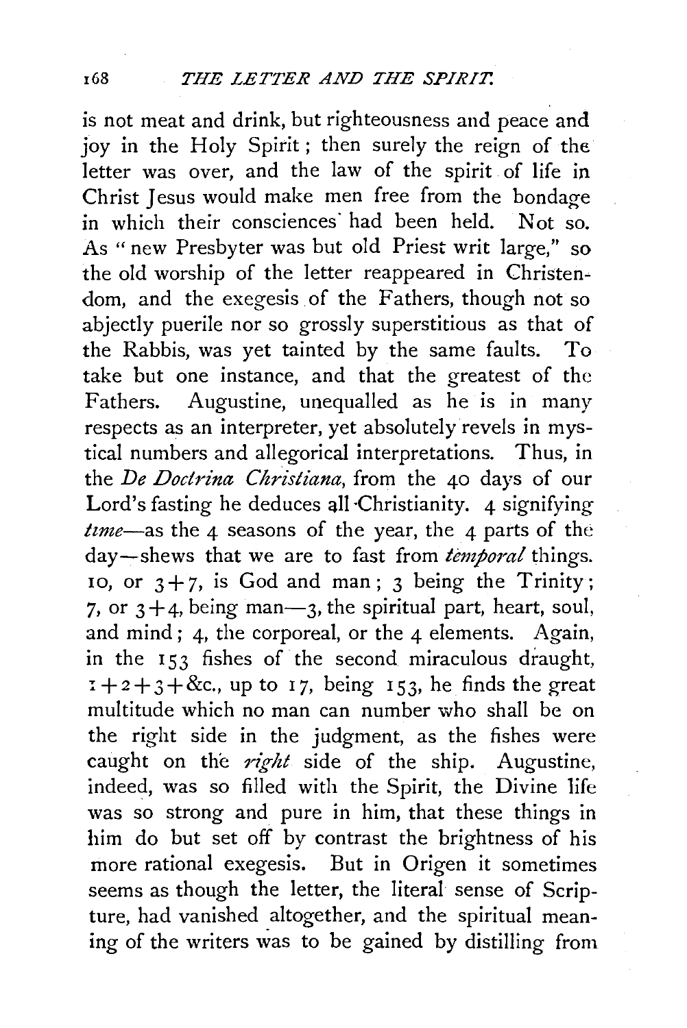is not meat and drink, but righteousness and peace and joy in the Holy Spirit; then surely the reign of the letter was over, and the law of the spirit of life in Christ Jesus would make men free from the bondage in which their consciences had been held. Not so. As "new Presbyter was but old Priest writ large," so the old worship of the letter reappeared in Christendom, and the exegesis of the Fathers, though not so abjectly puerile nor so grossly superstitious as that of the Rabbis, was yet tainted by the same faults. To take but one instance, and that the greatest of the Fathers. Augustine, unequalled as he is in many respects as an interpreter, yet absolutely revels in mystical numbers and allegorical interpretations. Thus, in the *De Doctrina Christiana*, from the 40 days of our Lord's fasting he deduces all Christianity. 4 signifying *time*—as the 4 seasons of the year, the 4 parts of the day—shews that we are to fast from *temporal* things. 10, or 3+7, is God and man; 3 being the Trinity; 7, or 3+4, being man—3, the spiritual part, heart, soul, and mind; 4, the corporeal, or the 4 elements. Again, in the 153 fishes of the second miraculous draught, 1+2+3+&c., up to 17, being 153, he finds the great multitude which no man can number who shall be on the right side in the judgment, as the fishes were caught on the *right* side of the ship. Augustine, indeed, was so filled with the Spirit, the Divine life was so strong and pure in him, that these things in him do but set off by contrast the brightness of his more rational exegesis. But in Origen it sometimes seems as though the letter, the literal sense of Scripture, had vanished altogether, and the spiritual meaning of the writers was to be gained by distilling from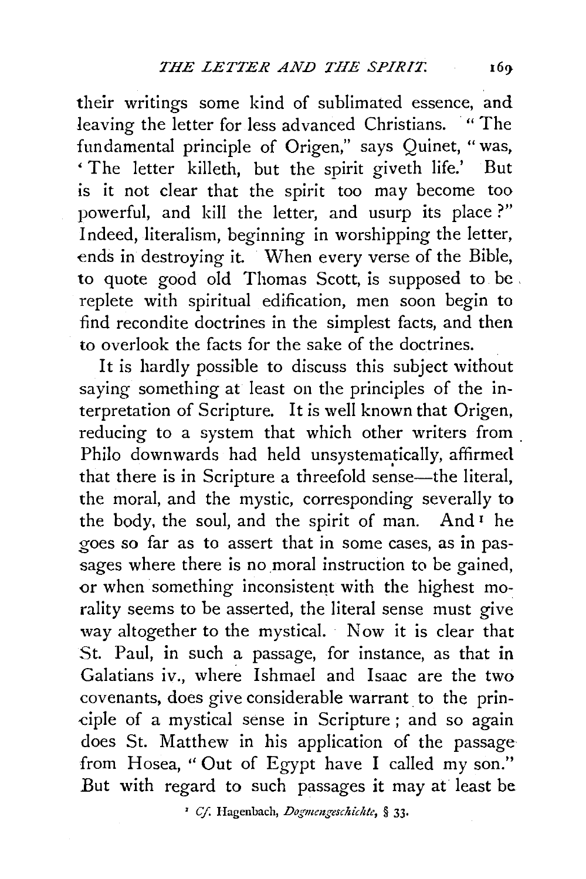their writings some kind of sublimated essence, and leaving the letter for less advanced Christians. "The fundamental principle of Origen," says Quinet, "was, 'The letter killeth, but the spirit giveth life.' But is it not clear that the spirit too may become too powerful, and kill the letter, and usurp its place?" Indeed, literalism, beginning in worshipping the letter, ends in destroying it. When every verse of the Bible, to quote good old Thomas Scott, is supposed to be replete with spiritual edification, men soon begin to find recondite doctrines in the simplest facts, and then to overlook the facts for the sake of the doctrines.

It is hardly possible to discuss this subject without saying something at least on the principles of the interpretation of Scripture. It is well known that Origen, reducing to a system that which other writers from Philo downwards had held unsystematically, affirmed that there is in Scripture a threefold sense—the literal, the moral, and the mystic, corresponding severally to the body, the soul, and the spirit of man. And[1] he goes so far as to assert that in some cases, as in passages where there is no moral instruction to be gained, or when something inconsistent with the highest morality seems to be asserted, the literal sense must give way altogether to the mystical. Now it is clear that St. Paul, in such a passage, for instance, as that in Galatians iv., where Ishmael and Isaac are the two covenants, does give considerable warrant to the principle of a mystical sense in Scripture; and so again does St. Matthew in his application of the passage from Hosea, "Out of Egypt have I called my son." But with regard to such passages it may at least be

[1] *Cf.* Hagenbach, *Dogmengeschichte*, § 33.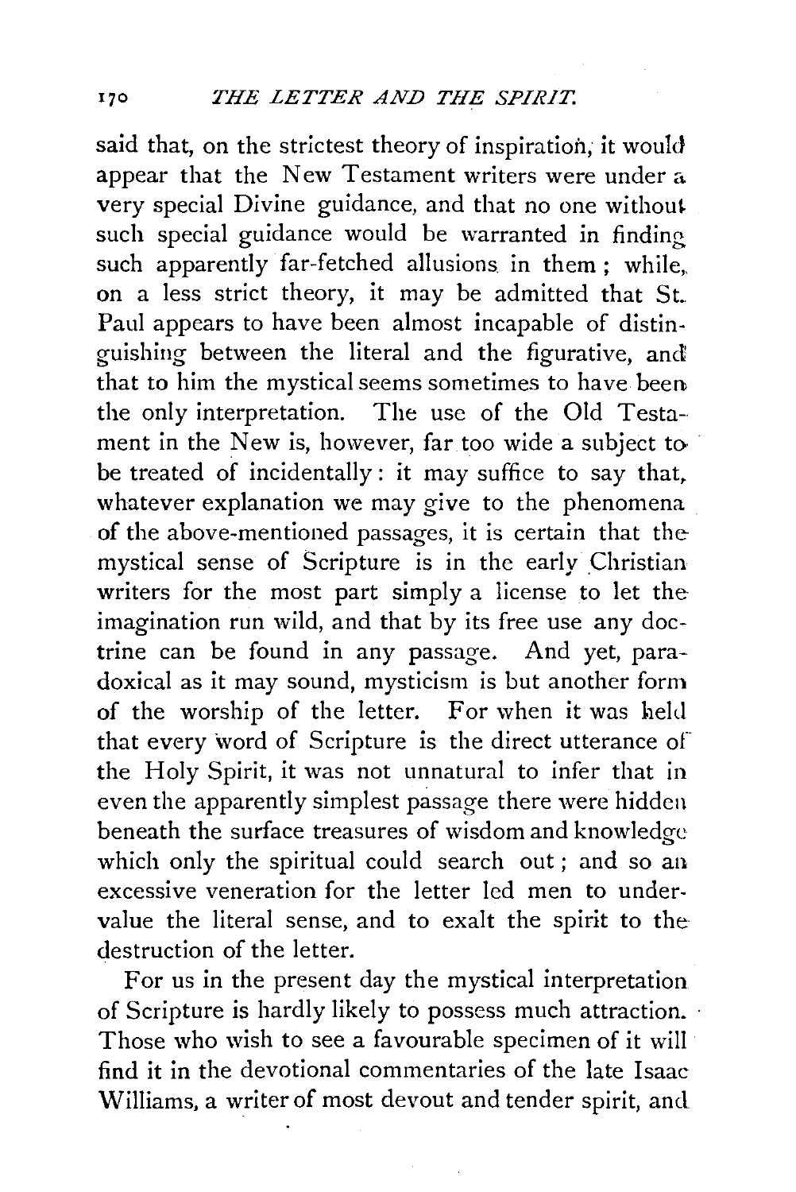said that, on the strictest theory of inspiration, it would appear that the New Testament writers were under a very special Divine guidance, and that no one without such special guidance would be warranted in finding such apparently far-fetched allusions in them; while, on a less strict theory, it may be admitted that St. Paul appears to have been almost incapable of distinguishing between the literal and the figurative, and that to him the mystical seems sometimes to have been the only interpretation. The use of the Old Testament in the New is, however, far too wide a subject to be treated of incidentally: it may suffice to say that, whatever explanation we may give to the phenomena of the above-mentioned passages, it is certain that the mystical sense of Scripture is in the early Christian writers for the most part simply a license to let the imagination run wild, and that by its free use any doctrine can be found in any passage. And yet, paradoxical as it may sound, mysticism is but another form of the worship of the letter. For when it was held that every word of Scripture is the direct utterance of the Holy Spirit, it was not unnatural to infer that in even the apparently simplest passage there were hidden beneath the surface treasures of wisdom and knowledge which only the spiritual could search out; and so an excessive veneration for the letter led men to undervalue the literal sense, and to exalt the spirit to the destruction of the letter.

For us in the present day the mystical interpretation of Scripture is hardly likely to possess much attraction. Those who wish to see a favourable specimen of it will find it in the devotional commentaries of the late Isaac Williams, a writer of most devout and tender spirit, and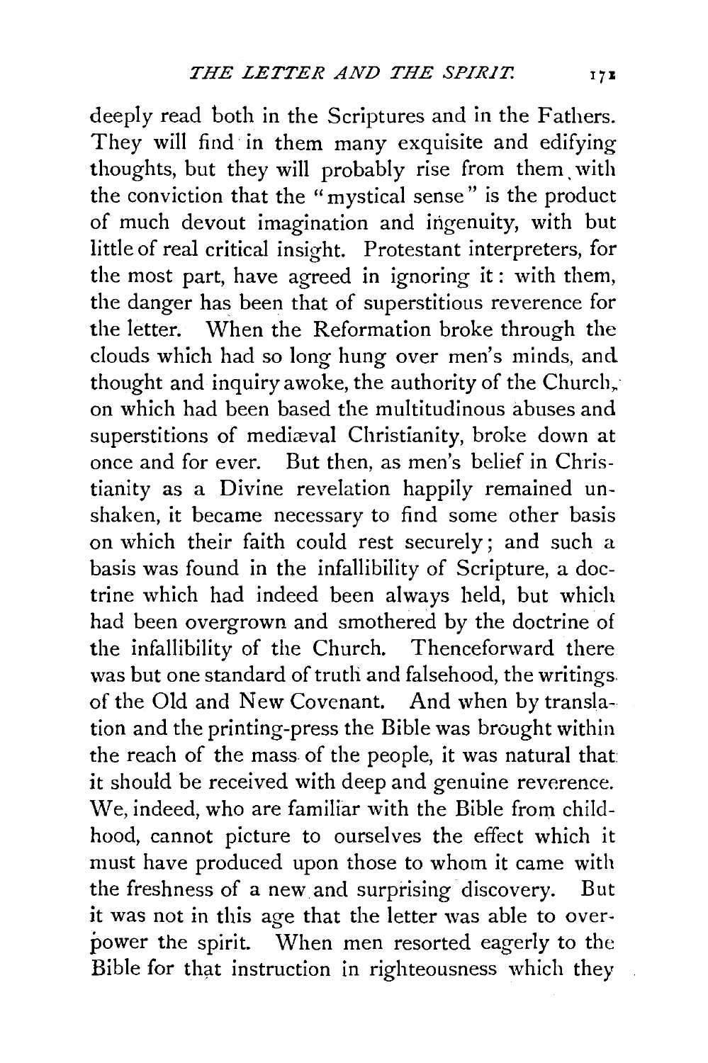deeply read both in the Scriptures and in the Fathers. They will find in them many exquisite and edifying thoughts, but they will probably rise from them with the conviction that the "mystical sense" is the product of much devout imagination and ingenuity, with but little of real critical insight. Protestant interpreters, for the most part, have agreed in ignoring it: with them, the danger has been that of superstitious reverence for the letter. When the Reformation broke through the clouds which had so long hung over men's minds, and thought and inquiry awoke, the authority of the Church, on which had been based the multitudinous abuses and superstitions of mediæval Christianity, broke down at once and for ever. But then, as men's belief in Christianity as a Divine revelation happily remained unshaken, it became necessary to find some other basis on which their faith could rest securely; and such a basis was found in the infallibility of Scripture, a doctrine which had indeed been always held, but which had been overgrown and smothered by the doctrine of the infallibility of the Church. Thenceforward there was but one standard of truth and falsehood, the writings of the Old and New Covenant. And when by translation and the printing-press the Bible was brought within the reach of the mass of the people, it was natural that it should be received with deep and genuine reverence. We, indeed, who are familiar with the Bible from childhood, cannot picture to ourselves the effect which it must have produced upon those to whom it came with the freshness of a new and surprising discovery. But it was not in this age that the letter was able to overpower the spirit. When men resorted eagerly to the Bible for that instruction in righteousness which they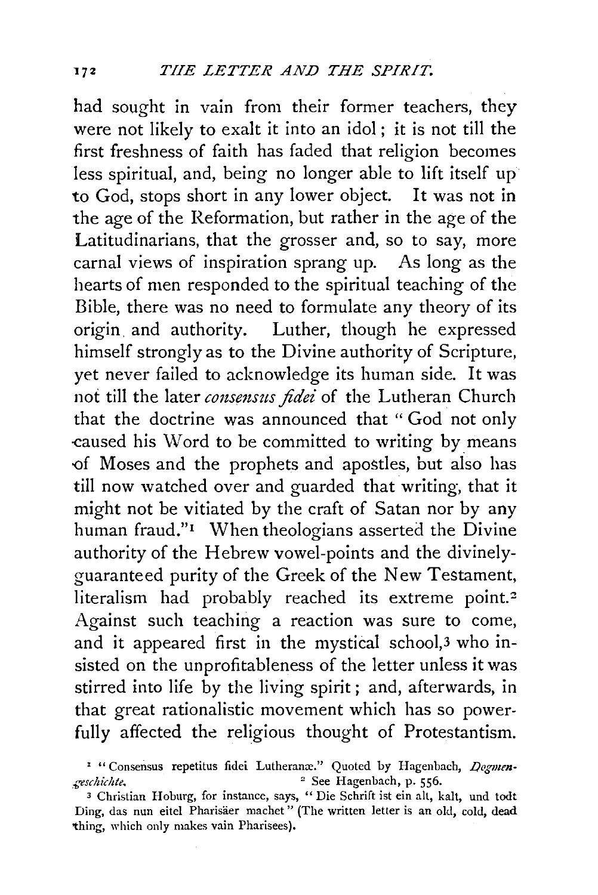had sought in vain from their former teachers, they were not likely to exalt it into an idol; it is not till the first freshness of faith has faded that religion becomes less spiritual, and, being no longer able to lift itself up to God, stops short in any lower object. It was not in the age of the Reformation, but rather in the age of the Latitudinarians, that the grosser and, so to say, more carnal views of inspiration sprang up. As long as the hearts of men responded to the spiritual teaching of the Bible, there was no need to formulate any theory of its origin and authority. Luther, though he expressed himself strongly as to the Divine authority of Scripture, yet never failed to acknowledge its human side. It was not till the later *consensus fidei* of the Lutheran Church that the doctrine was announced that "God not only caused his Word to be committed to writing by means of Moses and the prophets and apostles, but also has till now watched over and guarded that writing, that it might not be vitiated by the craft of Satan nor by any human fraud."[1] When theologians asserted the Divine authority of the Hebrew vowel-points and the divinely-guaranteed purity of the Greek of the New Testament, literalism had probably reached its extreme point.[2] Against such teaching a reaction was sure to come, and it appeared first in the mystical school,[3] who insisted on the unprofitableness of the letter unless it was stirred into life by the living spirit; and, afterwards, in that great rationalistic movement which has so powerfully affected the religious thought of Protestantism.

[1] "Consensus repetitus fidei Lutheranæ." Quoted by Hagenbach, *Dogmengeschichte*.

[2] See Hagenbach, p. 556.

[3] Christian Hoburg, for instance, says, "Die Schrift ist ein alt, kalt, und todt Ding, das nun eitel Pharisäer machet" (The written letter is an old, cold, dead thing, which only makes vain Pharisees).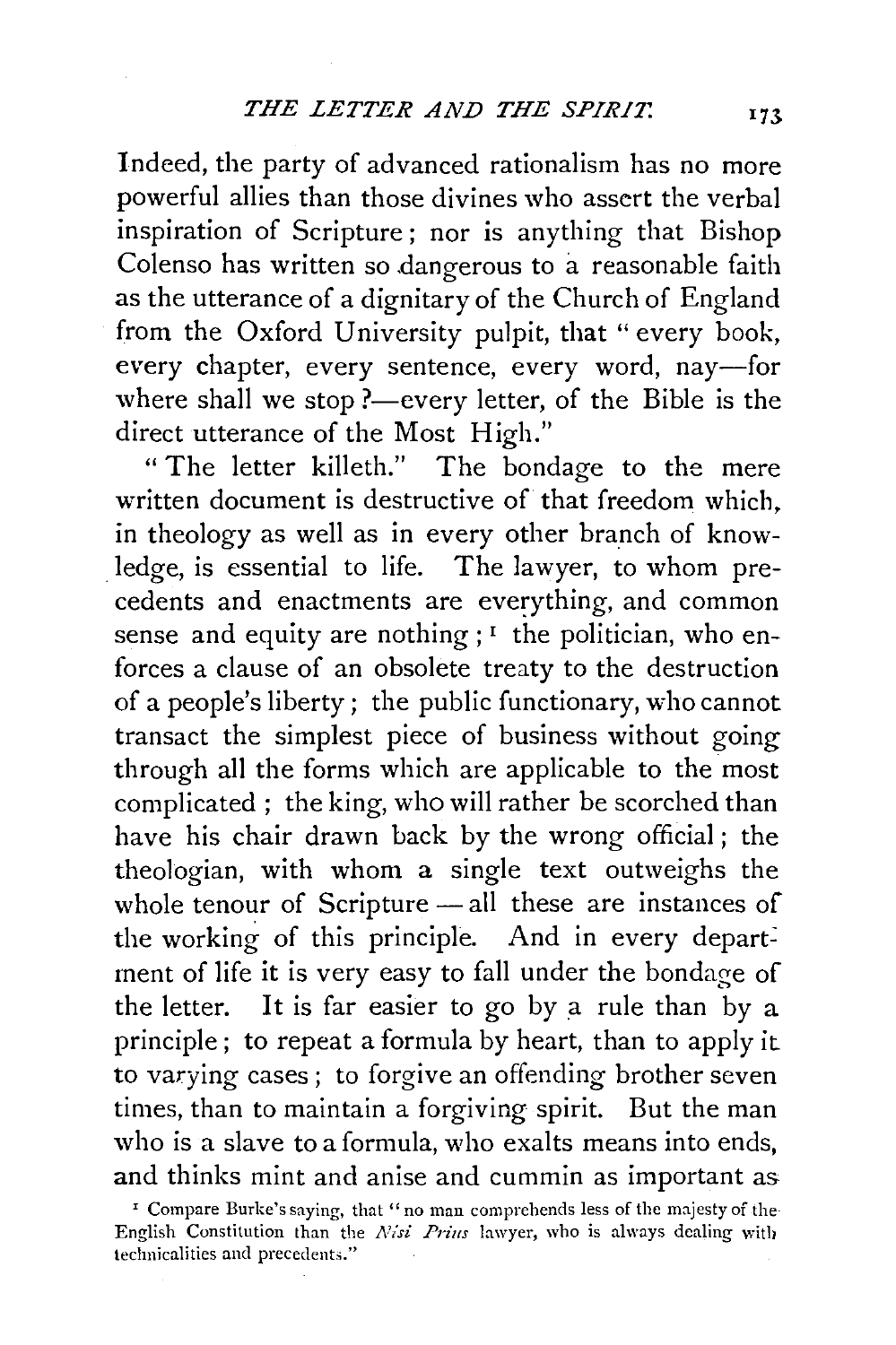Indeed, the party of advanced rationalism has no more powerful allies than those divines who assert the verbal inspiration of Scripture; nor is anything that Bishop Colenso has written so dangerous to a reasonable faith as the utterance of a dignitary of the Church of England from the Oxford University pulpit, that "every book, every chapter, every sentence, every word, nay—for where shall we stop?—every letter, of the Bible is the direct utterance of the Most High."

"The letter killeth." The bondage to the mere written document is destructive of that freedom which, in theology as well as in every other branch of knowledge, is essential to life. The lawyer, to whom precedents and enactments are everything, and common sense and equity are nothing;[1] the politician, who enforces a clause of an obsolete treaty to the destruction of a people's liberty; the public functionary, who cannot transact the simplest piece of business without going through all the forms which are applicable to the most complicated; the king, who will rather be scorched than have his chair drawn back by the wrong official; the theologian, with whom a single text outweighs the whole tenour of Scripture — all these are instances of the working of this principle. And in every department of life it is very easy to fall under the bondage of the letter. It is far easier to go by a rule than by a principle; to repeat a formula by heart, than to apply it to varying cases; to forgive an offending brother seven times, than to maintain a forgiving spirit. But the man who is a slave to a formula, who exalts means into ends, and thinks mint and anise and cummin as important as

[1] Compare Burke's saying, that "no man comprehends less of the majesty of the English Constitution than the *Nisi Prius* lawyer, who is always dealing with technicalities and precedents."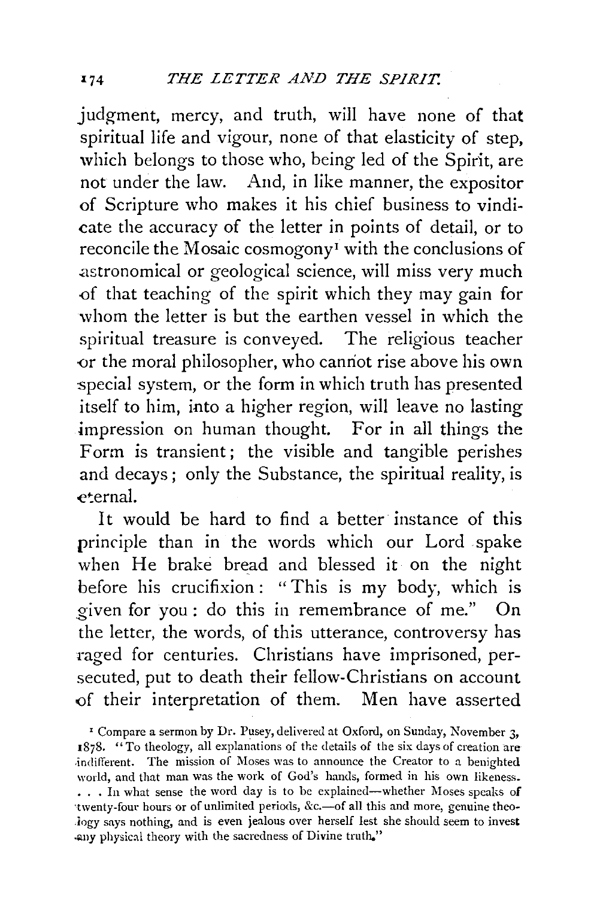judgment, mercy, and truth, will have none of that spiritual life and vigour, none of that elasticity of step, which belongs to those who, being led of the Spirit, are not under the law. And, in like manner, the expositor of Scripture who makes it his chief business to vindicate the accuracy of the letter in points of detail, or to reconcile the Mosaic cosmogony[1] with the conclusions of astronomical or geological science, will miss very much of that teaching of the spirit which they may gain for whom the letter is but the earthen vessel in which the spiritual treasure is conveyed. The religious teacher or the moral philosopher, who cannot rise above his own special system, or the form in which truth has presented itself to him, into a higher region, will leave no lasting impression on human thought. For in all things the Form is transient; the visible and tangible perishes and decays; only the Substance, the spiritual reality, is eternal.

It would be hard to find a better instance of this principle than in the words which our Lord spake when He brake bread and blessed it on the night before his crucifixion: "This is my body, which is given for you: do this in remembrance of me." On the letter, the words, of this utterance, controversy has raged for centuries. Christians have imprisoned, persecuted, put to death their fellow-Christians on account of their interpretation of them. Men have asserted

[1] Compare a sermon by Dr. Pusey, delivered at Oxford, on Sunday, November 3, 1878. "To theology, all explanations of the details of the six days of creation are indifferent. The mission of Moses was to announce the Creator to a benighted world, and that man was the work of God's hands, formed in his own likeness. . . . In what sense the word day is to be explained—whether Moses speaks of twenty-four hours or of unlimited periods, &c.—of all this and more, genuine theology says nothing, and is even jealous over herself lest she should seem to invest any physical theory with the sacredness of Divine truth."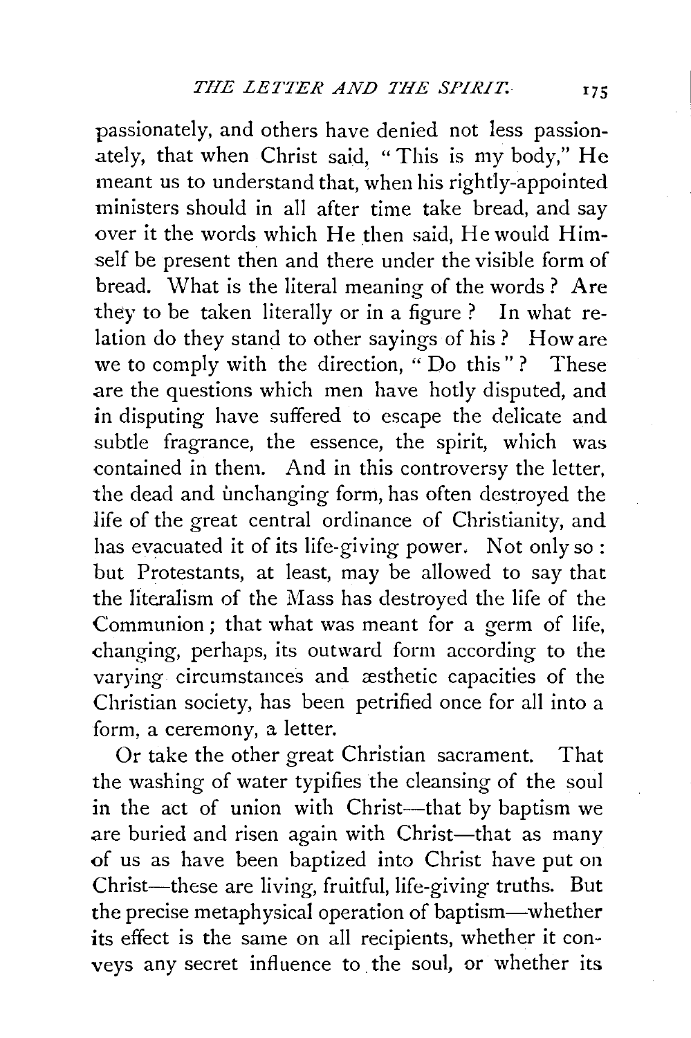passionately, and others have denied not less passionately, that when Christ said, "This is my body," He meant us to understand that, when his rightly-appointed ministers should in all after time take bread, and say over it the words which He then said, He would Himself be present then and there under the visible form of bread. What is the literal meaning of the words? Are they to be taken literally or in a figure? In what relation do they stand to other sayings of his? How are we to comply with the direction, "Do this"? These are the questions which men have hotly disputed, and in disputing have suffered to escape the delicate and subtle fragrance, the essence, the spirit, which was contained in them. And in this controversy the letter, the dead and unchanging form, has often destroyed the life of the great central ordinance of Christianity, and has evacuated it of its life-giving power. Not only so: but Protestants, at least, may be allowed to say that the literalism of the Mass has destroyed the life of the Communion; that what was meant for a germ of life, changing, perhaps, its outward form according to the varying circumstances and æsthetic capacities of the Christian society, has been petrified once for all into a form, a ceremony, a letter.

Or take the other great Christian sacrament. That the washing of water typifies the cleansing of the soul in the act of union with Christ—that by baptism we are buried and risen again with Christ—that as many of us as have been baptized into Christ have put on Christ—these are living, fruitful, life-giving truths. But the precise metaphysical operation of baptism—whether its effect is the same on all recipients, whether it conveys any secret influence to the soul, or whether its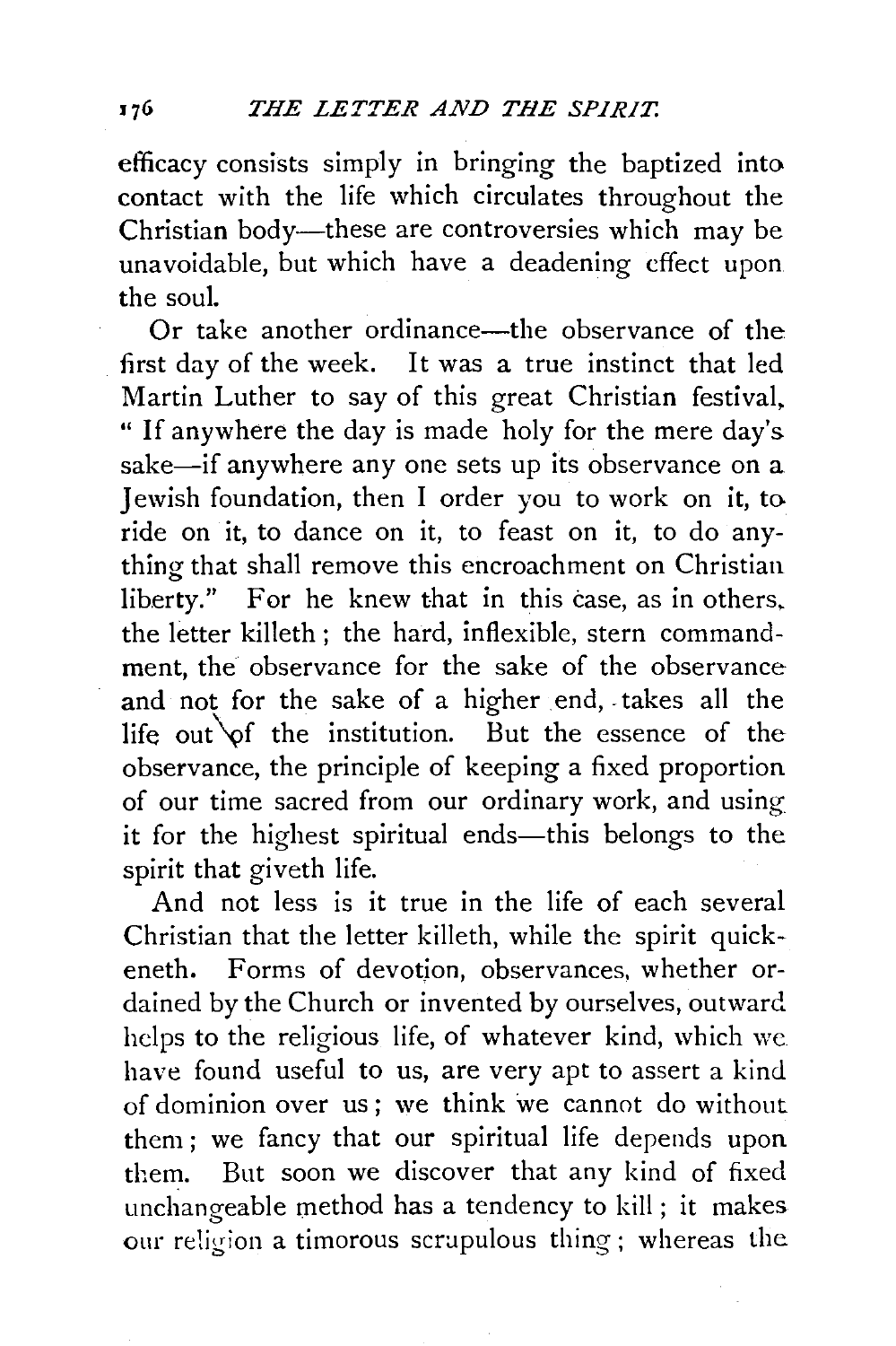efficacy consists simply in bringing the baptized into contact with the life which circulates throughout the Christian body—these are controversies which may be unavoidable, but which have a deadening effect upon the soul.

Or take another ordinance—the observance of the first day of the week. It was a true instinct that led Martin Luther to say of this great Christian festival, "If anywhere the day is made holy for the mere day's sake—if anywhere any one sets up its observance on a Jewish foundation, then I order you to work on it, to ride on it, to dance on it, to feast on it, to do anything that shall remove this encroachment on Christian liberty." For he knew that in this case, as in others, the letter killeth; the hard, inflexible, stern commandment, the observance for the sake of the observance and not for the sake of a higher end, takes all the life out of the institution. But the essence of the observance, the principle of keeping a fixed proportion of our time sacred from our ordinary work, and using it for the highest spiritual ends—this belongs to the spirit that giveth life.

And not less is it true in the life of each several Christian that the letter killeth, while the spirit quickeneth. Forms of devotion, observances, whether ordained by the Church or invented by ourselves, outward helps to the religious life, of whatever kind, which we have found useful to us, are very apt to assert a kind of dominion over us; we think we cannot do without them; we fancy that our spiritual life depends upon them. But soon we discover that any kind of fixed unchangeable method has a tendency to kill; it makes our religion a timorous scrupulous thing; whereas the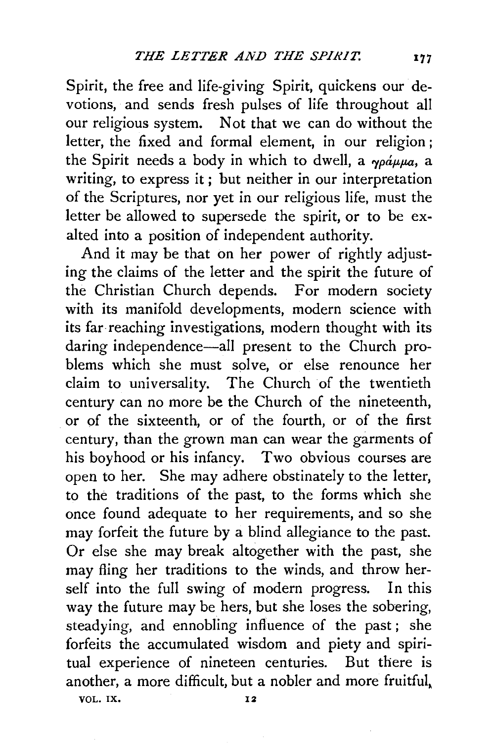Spirit, the free and life-giving Spirit, quickens our devotions, and sends fresh pulses of life throughout all our religious system. Not that we can do without the letter, the fixed and formal element, in our religion; the Spirit needs a body in which to dwell, a γράμμα, a writing, to express it; but neither in our interpretation of the Scriptures, nor yet in our religious life, must the letter be allowed to supersede the spirit, or to be exalted into a position of independent authority.

And it may be that on her power of rightly adjusting the claims of the letter and the spirit the future of the Christian Church depends. For modern society with its manifold developments, modern science with its far-reaching investigations, modern thought with its daring independence—all present to the Church problems which she must solve, or else renounce her claim to universality. The Church of the twentieth century can no more be the Church of the nineteenth, or of the sixteenth, or of the fourth, or of the first century, than the grown man can wear the garments of his boyhood or his infancy. Two obvious courses are open to her. She may adhere obstinately to the letter, to the traditions of the past, to the forms which she once found adequate to her requirements, and so she may forfeit the future by a blind allegiance to the past. Or else she may break altogether with the past, she may fling her traditions to the winds, and throw herself into the full swing of modern progress. In this way the future may be hers, but she loses the sobering, steadying, and ennobling influence of the past; she forfeits the accumulated wisdom and piety and spiritual experience of nineteen centuries. But there is another, a more difficult, but a nobler and more fruitful,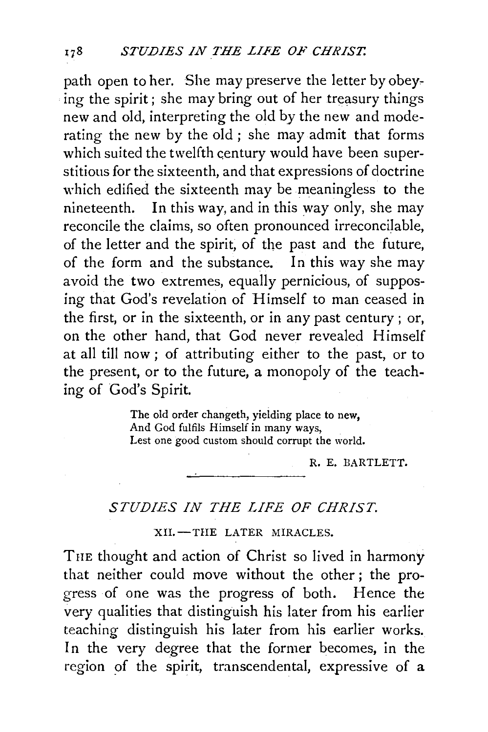path open to her. She may preserve the letter by obeying the spirit; she may bring out of her treasury things new and old, interpreting the old by the new and moderating the new by the old; she may admit that forms which suited the twelfth century would have been superstitious for the sixteenth, and that expressions of doctrine which edified the sixteenth may be meaningless to the nineteenth. In this way, and in this way only, she may reconcile the claims, so often pronounced irreconcilable, of the letter and the spirit, of the past and the future, of the form and the substance. In this way she may avoid the two extremes, equally pernicious, of supposing that God's revelation of Himself to man ceased in the first, or in the sixteenth, or in any past century; or, on the other hand, that God never revealed Himself at all till now; of attributing either to the past, or to the present, or to the future, a monopoly of the teaching of God's Spirit.

> The old order changeth, yielding place to new,
> And God fulfils Himself in many ways,
> Lest one good custom should corrupt the world.

R. E. BARTLETT.

---

## *STUDIES IN THE LIFE OF CHRIST.*

### XII.—THE LATER MIRACLES.

THE thought and action of Christ so lived in harmony that neither could move without the other; the progress of one was the progress of both. Hence the very qualities that distinguish his later from his earlier teaching distinguish his later from his earlier works. In the very degree that the former becomes, in the region of the spirit, transcendental, expressive of a